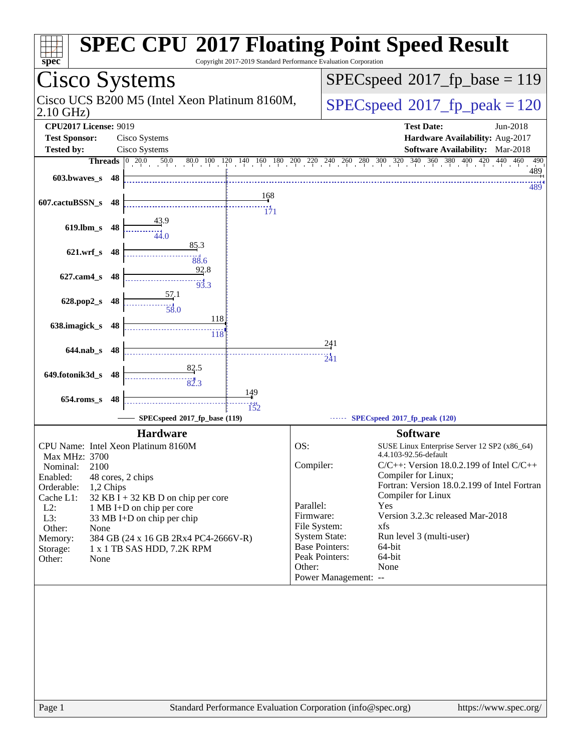# SPEC CPU 2017 Floating Point Speed Result

Copyright 2017-2019 Standard Performance Evaluation Corporation

## Cisco Systems

Cisco UCS B200 M5 (Intel Xeon Platinum 8160M, 2.10 GHz)

SPECspeed 2017_fp_base = 119

SPECspeed 2017_fp_peak = 120

| | | | |
|---|---|---|---|
| **CPU2017 License:** | 9019 | **Test Date:** | Jun-2018 |
| **Test Sponsor:** | Cisco Systems | **Hardware Availability:** | Aug-2017 |
| **Tested by:** | Cisco Systems | **Software Availability:** | Mar-2018 |

| Benchmark | Threads | Base | Peak |
|---|---|---|---|
| 603.bwaves_s | 48 | 489 | 489 |
| 607.cactuBSSN_s | 48 | 168 | 171 |
| 619.lbm_s | 48 | 43.9 | 44.0 |
| 621.wrf_s | 48 | 85.3 | 88.6 |
| 627.cam4_s | 48 | 92.8 | 93.3 |
| 628.pop2_s | 48 | 57.1 | 58.0 |
| 638.imagick_s | 48 | 118 | 118 |
| 644.nab_s | 48 | 241 | 241 |
| 649.fotonik3d_s | 48 | 82.5 | 82.3 |
| 654.roms_s | 48 | 149 | 152 |

SPECspeed 2017_fp_base (119) ------ SPECspeed 2017_fp_peak (120)

### Hardware

| | |
|---|---|
| CPU Name: | Intel Xeon Platinum 8160M |
| Max MHz: | 3700 |
| Nominal: | 2100 |
| Enabled: | 48 cores, 2 chips |
| Orderable: | 1,2 Chips |
| Cache L1: | 32 KB I + 32 KB D on chip per core |
| L2: | 1 MB I+D on chip per core |
| L3: | 33 MB I+D on chip per chip |
| Other: | None |
| Memory: | 384 GB (24 x 16 GB 2Rx4 PC4-2666V-R) |
| Storage: | 1 x 1 TB SAS HDD, 7.2K RPM |
| Other: | None |

### Software

| | |
|---|---|
| OS: | SUSE Linux Enterprise Server 12 SP2 (x86_64) 4.4.103-92.56-default |
| Compiler: | C/C++: Version 18.0.2.199 of Intel C/C++ Compiler for Linux; Fortran: Version 18.0.2.199 of Intel Fortran Compiler for Linux |
| Parallel: | Yes |
| Firmware: | Version 3.2.3c released Mar-2018 |
| File System: | xfs |
| System State: | Run level 3 (multi-user) |
| Base Pointers: | 64-bit |
| Peak Pointers: | 64-bit |
| Other: | None |
| Power Management: | -- |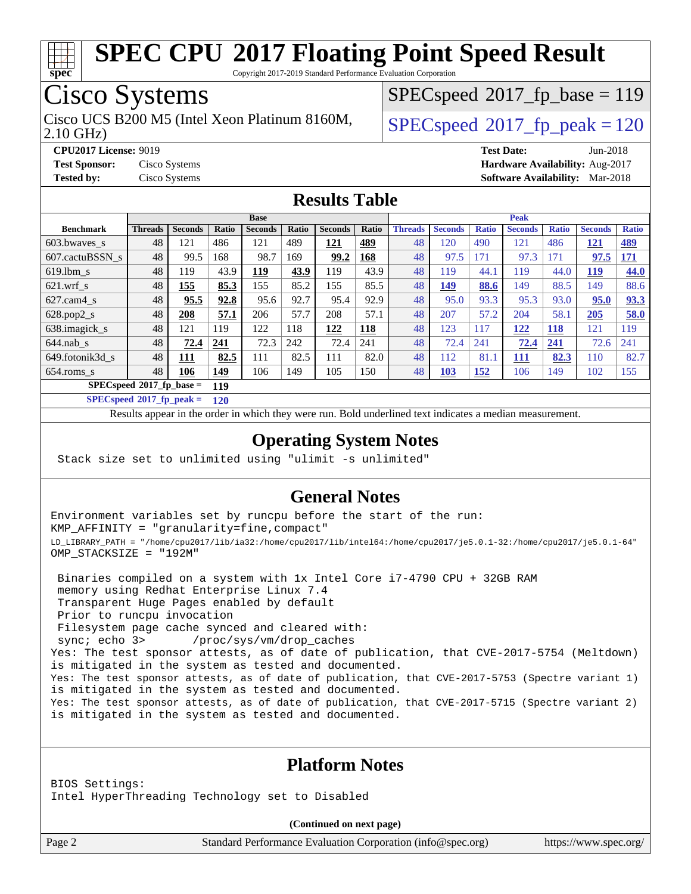# SPEC CPU 2017 Floating Point Speed Result

Copyright 2017-2019 Standard Performance Evaluation Corporation

## Cisco Systems

Cisco UCS B200 M5 (Intel Xeon Platinum 8160M, 2.10 GHz)

SPECspeed 2017_fp_base = 119

SPECspeed 2017_fp_peak = 120

**CPU2017 License:** 9019
**Test Sponsor:** Cisco Systems
**Tested by:** Cisco Systems

**Test Date:** Jun-2018
**Hardware Availability:** Aug-2017
**Software Availability:** Mar-2018

## Results Table

| | Base | | | | | | | Peak | | | | | | |
|---|---|---|---|---|---|---|---|---|---|---|---|---|---|---|
| **Benchmark** | **Threads** | **Seconds** | **Ratio** | **Seconds** | **Ratio** | **Seconds** | **Ratio** | **Threads** | **Seconds** | **Ratio** | **Seconds** | **Ratio** | **Seconds** | **Ratio** |
| 603.bwaves_s | 48 | 121 | 486 | 121 | 489 | **121** | **489** | 48 | 120 | 490 | 121 | 486 | **121** | **489** |
| 607.cactuBSSN_s | 48 | 99.5 | 168 | 98.7 | 169 | **99.2** | **168** | 48 | 97.5 | 171 | 97.3 | 171 | **97.5** | **171** |
| 619.lbm_s | 48 | 119 | 43.9 | **119** | **43.9** | 119 | 43.9 | 48 | 119 | 44.1 | 119 | 44.0 | **119** | **44.0** |
| 621.wrf_s | 48 | **155** | **85.3** | 155 | 85.2 | 155 | 85.5 | 48 | **149** | **88.6** | 149 | 88.5 | 149 | 88.6 |
| 627.cam4_s | 48 | **95.5** | **92.8** | 95.6 | 92.7 | 95.4 | 92.9 | 48 | 95.0 | 93.3 | 95.3 | 93.0 | **95.0** | **93.3** |
| 628.pop2_s | 48 | **208** | **57.1** | 206 | 57.7 | 208 | 57.1 | 48 | 207 | 57.2 | 204 | 58.1 | **205** | **58.0** |
| 638.imagick_s | 48 | 121 | 119 | 122 | 118 | **122** | **118** | 48 | 123 | 117 | **122** | **118** | 121 | 119 |
| 644.nab_s | 48 | **72.4** | **241** | 72.3 | 242 | 72.4 | 241 | 48 | 72.4 | 241 | **72.4** | **241** | 72.6 | 241 |
| 649.fotonik3d_s | 48 | **111** | **82.5** | 111 | 82.5 | 111 | 82.0 | 48 | 112 | 81.1 | **111** | **82.3** | 110 | 82.7 |
| 654.roms_s | 48 | **106** | **149** | 106 | 149 | 105 | 150 | 48 | **103** | **152** | 106 | 149 | 102 | 155 |

**SPECspeed 2017_fp_base = 119**

**SPECspeed 2017_fp_peak = 120**

Results appear in the order in which they were run. Bold underlined text indicates a median measurement.

## Operating System Notes

```
Stack size set to unlimited using "ulimit -s unlimited"
```

## General Notes

```
Environment variables set by runcpu before the start of the run:
KMP_AFFINITY = "granularity=fine,compact"
LD_LIBRARY_PATH = "/home/cpu2017/lib/ia32:/home/cpu2017/lib/intel64:/home/cpu2017/je5.0.1-32:/home/cpu2017/je5.0.1-64"
OMP_STACKSIZE = "192M"

 Binaries compiled on a system with 1x Intel Core i7-4790 CPU + 32GB RAM
 memory using Redhat Enterprise Linux 7.4
 Transparent Huge Pages enabled by default
 Prior to runcpu invocation
 Filesystem page cache synced and cleared with:
 sync; echo 3>       /proc/sys/vm/drop_caches
Yes: The test sponsor attests, as of date of publication, that CVE-2017-5754 (Meltdown)
is mitigated in the system as tested and documented.
Yes: The test sponsor attests, as of date of publication, that CVE-2017-5753 (Spectre variant 1)
is mitigated in the system as tested and documented.
Yes: The test sponsor attests, as of date of publication, that CVE-2017-5715 (Spectre variant 2)
is mitigated in the system as tested and documented.
```

## Platform Notes

```
BIOS Settings:
Intel HyperThreading Technology set to Disabled
```

(Continued on next page)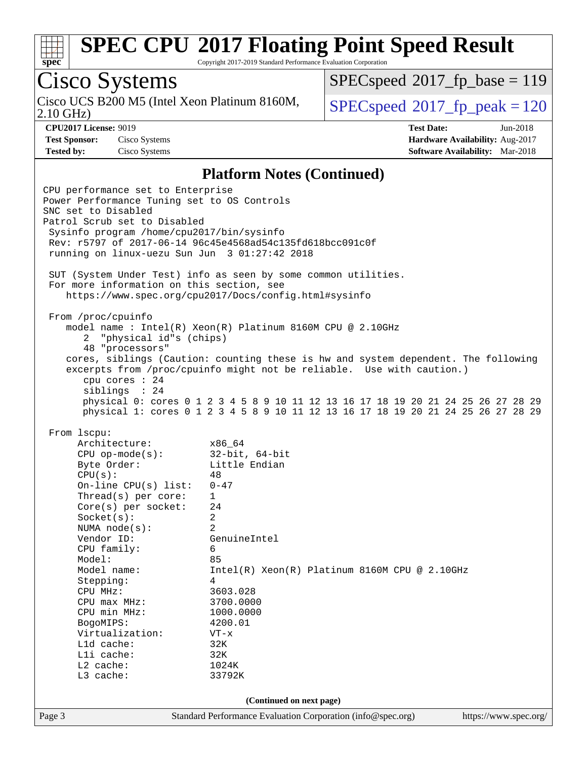# SPEC CPU 2017 Floating Point Speed Result

Copyright 2017-2019 Standard Performance Evaluation Corporation

## Cisco Systems

Cisco UCS B200 M5 (Intel Xeon Platinum 8160M, 2.10 GHz)

SPECspeed 2017_fp_base = 119

SPECspeed 2017_fp_peak = 120

**CPU2017 License:** 9019
**Test Sponsor:** Cisco Systems
**Tested by:** Cisco Systems

**Test Date:** Jun-2018
**Hardware Availability:** Aug-2017
**Software Availability:** Mar-2018

### Platform Notes (Continued)

```
CPU performance set to Enterprise
Power Performance Tuning set to OS Controls
SNC set to Disabled
Patrol Scrub set to Disabled
 Sysinfo program /home/cpu2017/bin/sysinfo
 Rev: r5797 of 2017-06-14 96c45e4568ad54c135fd618bcc091c0f
 running on linux-uezu Sun Jun  3 01:27:42 2018

 SUT (System Under Test) info as seen by some common utilities.
 For more information on this section, see
    https://www.spec.org/cpu2017/Docs/config.html#sysinfo

 From /proc/cpuinfo
    model name : Intel(R) Xeon(R) Platinum 8160M CPU @ 2.10GHz
       2  "physical id"s (chips)
       48 "processors"
    cores, siblings (Caution: counting these is hw and system dependent. The following
    excerpts from /proc/cpuinfo might not be reliable.  Use with caution.)
       cpu cores : 24
       siblings  : 24
       physical 0: cores 0 1 2 3 4 5 8 9 10 11 12 13 16 17 18 19 20 21 24 25 26 27 28 29
       physical 1: cores 0 1 2 3 4 5 8 9 10 11 12 13 16 17 18 19 20 21 24 25 26 27 28 29

 From lscpu:
      Architecture:          x86_64
      CPU op-mode(s):        32-bit, 64-bit
      Byte Order:            Little Endian
      CPU(s):                48
      On-line CPU(s) list:   0-47
      Thread(s) per core:    1
      Core(s) per socket:    24
      Socket(s):             2
      NUMA node(s):          2
      Vendor ID:             GenuineIntel
      CPU family:            6
      Model:                 85
      Model name:            Intel(R) Xeon(R) Platinum 8160M CPU @ 2.10GHz
      Stepping:              4
      CPU MHz:               3603.028
      CPU max MHz:           3700.0000
      CPU min MHz:           1000.0000
      BogoMIPS:              4200.01
      Virtualization:        VT-x
      L1d cache:             32K
      L1i cache:             32K
      L2 cache:              1024K
      L3 cache:              33792K
```

(Continued on next page)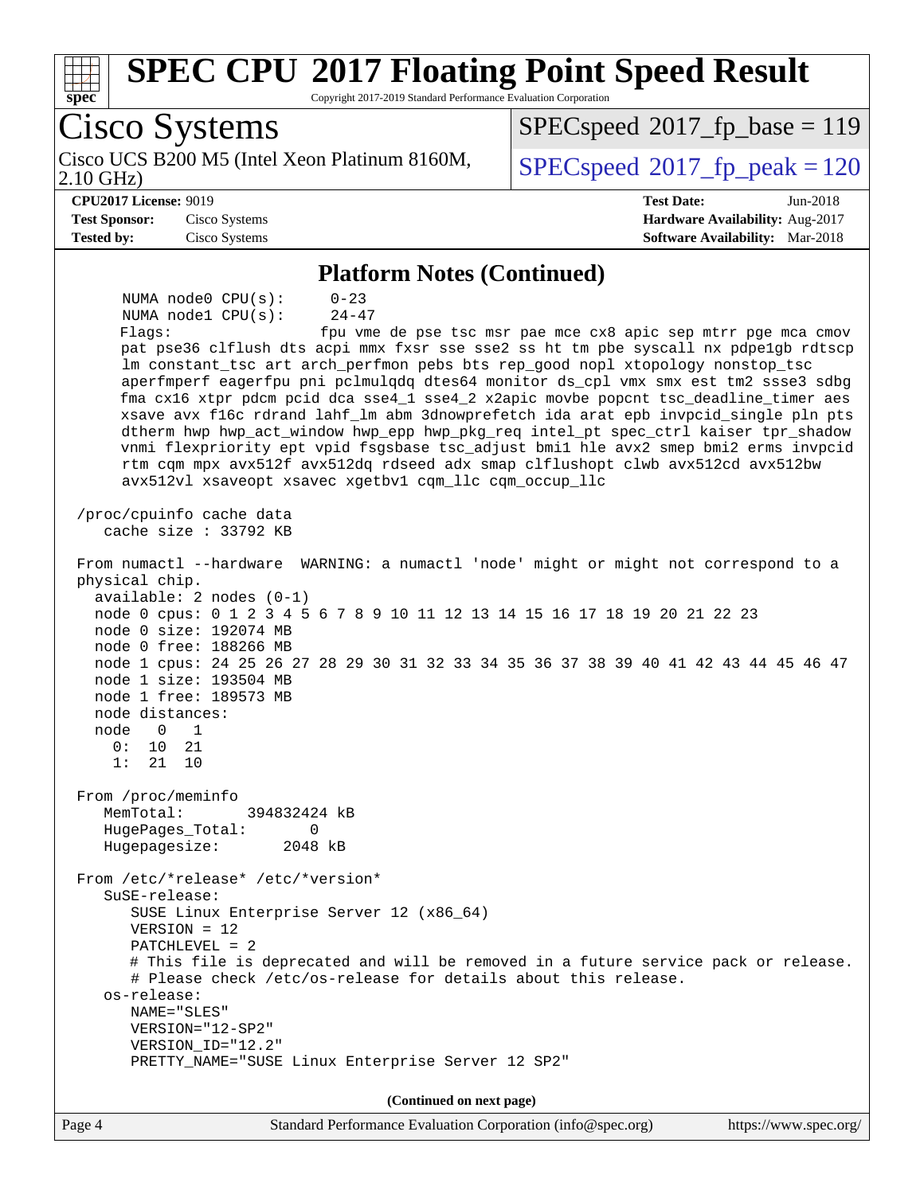## Platform Notes (Continued)

```
     NUMA node0 CPU(s):       0-23
     NUMA node1 CPU(s):       24-47
     Flags:                   fpu vme de pse tsc msr pae mce cx8 apic sep mtrr pge mca cmov
     pat pse36 clflush dts acpi mmx fxsr sse sse2 ss ht tm pbe syscall nx pdpe1gb rdtscp
     lm constant_tsc art arch_perfmon pebs bts rep_good nopl xtopology nonstop_tsc
     aperfmperf eagerfpu pni pclmulqdq dtes64 monitor ds_cpl vmx smx est tm2 ssse3 sdbg
     fma cx16 xtpr pdcm pcid dca sse4_1 sse4_2 x2apic movbe popcnt tsc_deadline_timer aes
     xsave avx f16c rdrand lahf_lm abm 3dnowprefetch ida arat epb invpcid_single pln pts
     dtherm hwp hwp_act_window hwp_epp hwp_pkg_req intel_pt spec_ctrl kaiser tpr_shadow
     vnmi flexpriority ept vpid fsgsbase tsc_adjust bmi1 hle avx2 smep bmi2 erms invpcid
     rtm cqm mpx avx512f avx512dq rdseed adx smap clflushopt clwb avx512cd avx512bw
     avx512vl xsaveopt xsavec xgetbv1 cqm_llc cqm_occup_llc

 /proc/cpuinfo cache data
    cache size : 33792 KB

 From numactl --hardware  WARNING: a numactl 'node' might or might not correspond to a
 physical chip.
   available: 2 nodes (0-1)
   node 0 cpus: 0 1 2 3 4 5 6 7 8 9 10 11 12 13 14 15 16 17 18 19 20 21 22 23
   node 0 size: 192074 MB
   node 0 free: 188266 MB
   node 1 cpus: 24 25 26 27 28 29 30 31 32 33 34 35 36 37 38 39 40 41 42 43 44 45 46 47
   node 1 size: 193504 MB
   node 1 free: 189573 MB
   node distances:
   node   0   1
     0:  10  21
     1:  21  10

 From /proc/meminfo
    MemTotal:       394832424 kB
    HugePages_Total:       0
    Hugepagesize:       2048 kB

 From /etc/*release* /etc/*version*
    SuSE-release:
       SUSE Linux Enterprise Server 12 (x86_64)
       VERSION = 12
       PATCHLEVEL = 2
       # This file is deprecated and will be removed in a future service pack or release.
       # Please check /etc/os-release for details about this release.
    os-release:
       NAME="SLES"
       VERSION="12-SP2"
       VERSION_ID="12.2"
       PRETTY_NAME="SUSE Linux Enterprise Server 12 SP2"
```

**(Continued on next page)**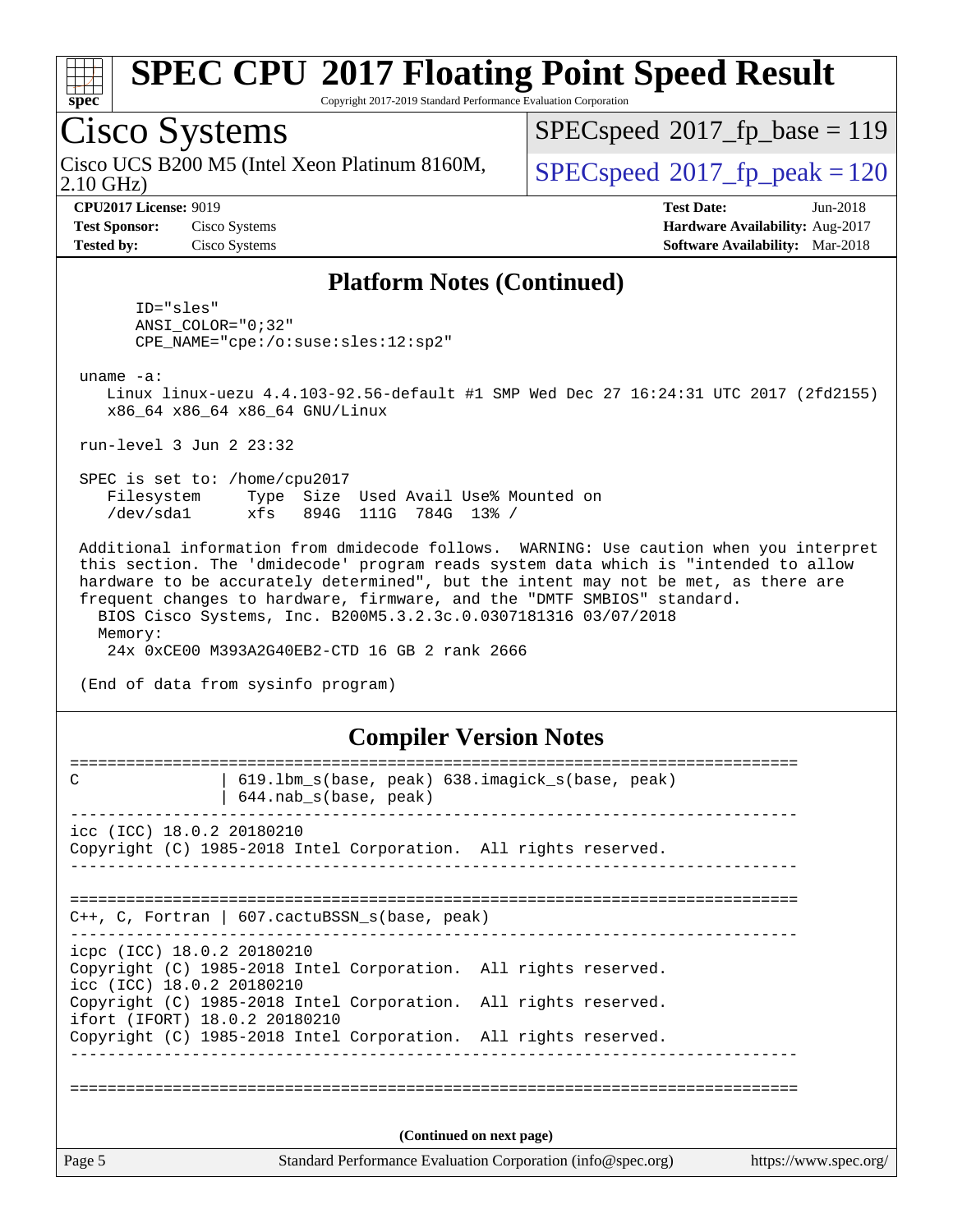# SPEC CPU 2017 Floating Point Speed Result

Copyright 2017-2019 Standard Performance Evaluation Corporation

## Cisco Systems

Cisco UCS B200 M5 (Intel Xeon Platinum 8160M, 2.10 GHz)

SPECspeed 2017_fp_base = 119

SPECspeed 2017_fp_peak = 120

**CPU2017 License:** 9019
**Test Sponsor:** Cisco Systems
**Tested by:** Cisco Systems

**Test Date:** Jun-2018
**Hardware Availability:** Aug-2017
**Software Availability:** Mar-2018

### Platform Notes (Continued)

```
       ID="sles"
       ANSI_COLOR="0;32"
       CPE_NAME="cpe:/o:suse:sles:12:sp2"

 uname -a:
    Linux linux-uezu 4.4.103-92.56-default #1 SMP Wed Dec 27 16:24:31 UTC 2017 (2fd2155)
    x86_64 x86_64 x86_64 GNU/Linux

 run-level 3 Jun 2 23:32

 SPEC is set to: /home/cpu2017
    Filesystem     Type  Size  Used Avail Use% Mounted on
    /dev/sda1      xfs   894G  111G  784G  13% /

 Additional information from dmidecode follows.  WARNING: Use caution when you interpret
 this section. The 'dmidecode' program reads system data which is "intended to allow
 hardware to be accurately determined", but the intent may not be met, as there are
 frequent changes to hardware, firmware, and the "DMTF SMBIOS" standard.
   BIOS Cisco Systems, Inc. B200M5.3.2.3c.0.0307181316 03/07/2018
   Memory:
    24x 0xCE00 M393A2G40EB2-CTD 16 GB 2 rank 2666

 (End of data from sysinfo program)
```

### Compiler Version Notes

```
==============================================================================
C               | 619.lbm_s(base, peak) 638.imagick_s(base, peak)
                | 644.nab_s(base, peak)
------------------------------------------------------------------------------
icc (ICC) 18.0.2 20180210
Copyright (C) 1985-2018 Intel Corporation.  All rights reserved.
------------------------------------------------------------------------------

==============================================================================
C++, C, Fortran | 607.cactuBSSN_s(base, peak)
------------------------------------------------------------------------------
icpc (ICC) 18.0.2 20180210
Copyright (C) 1985-2018 Intel Corporation.  All rights reserved.
icc (ICC) 18.0.2 20180210
Copyright (C) 1985-2018 Intel Corporation.  All rights reserved.
ifort (IFORT) 18.0.2 20180210
Copyright (C) 1985-2018 Intel Corporation.  All rights reserved.
------------------------------------------------------------------------------

==============================================================================
```

(Continued on next page)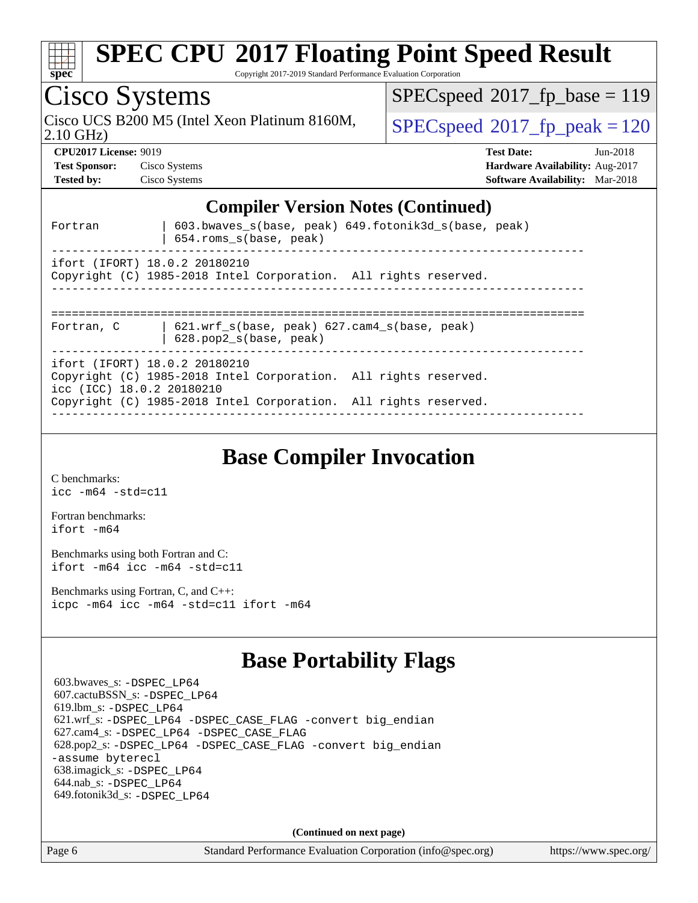# SPEC CPU 2017 Floating Point Speed Result

Copyright 2017-2019 Standard Performance Evaluation Corporation

## Cisco Systems

Cisco UCS B200 M5 (Intel Xeon Platinum 8160M, 2.10 GHz)

SPECspeed 2017_fp_base = 119

SPECspeed 2017_fp_peak = 120

**CPU2017 License:** 9019
**Test Sponsor:** Cisco Systems
**Tested by:** Cisco Systems

**Test Date:** Jun-2018
**Hardware Availability:** Aug-2017
**Software Availability:** Mar-2018

## Compiler Version Notes (Continued)

```
Fortran         | 603.bwaves_s(base, peak) 649.fotonik3d_s(base, peak)
                | 654.roms_s(base, peak)
------------------------------------------------------------------------------
ifort (IFORT) 18.0.2 20180210
Copyright (C) 1985-2018 Intel Corporation.  All rights reserved.
------------------------------------------------------------------------------

==============================================================================
Fortran, C      | 621.wrf_s(base, peak) 627.cam4_s(base, peak)
                | 628.pop2_s(base, peak)
------------------------------------------------------------------------------
ifort (IFORT) 18.0.2 20180210
Copyright (C) 1985-2018 Intel Corporation.  All rights reserved.
icc (ICC) 18.0.2 20180210
Copyright (C) 1985-2018 Intel Corporation.  All rights reserved.
------------------------------------------------------------------------------
```

## Base Compiler Invocation

C benchmarks:
`icc -m64 -std=c11`

Fortran benchmarks:
`ifort -m64`

Benchmarks using both Fortran and C:
`ifort -m64 icc -m64 -std=c11`

Benchmarks using Fortran, C, and C++:
`icpc -m64 icc -m64 -std=c11 ifort -m64`

## Base Portability Flags

603.bwaves_s: `-DSPEC_LP64`
607.cactuBSSN_s: `-DSPEC_LP64`
619.lbm_s: `-DSPEC_LP64`
621.wrf_s: `-DSPEC_LP64 -DSPEC_CASE_FLAG -convert big_endian`
627.cam4_s: `-DSPEC_LP64 -DSPEC_CASE_FLAG`
628.pop2_s: `-DSPEC_LP64 -DSPEC_CASE_FLAG -convert big_endian -assume byterecl`
638.imagick_s: `-DSPEC_LP64`
644.nab_s: `-DSPEC_LP64`
649.fotonik3d_s: `-DSPEC_LP64`

**(Continued on next page)**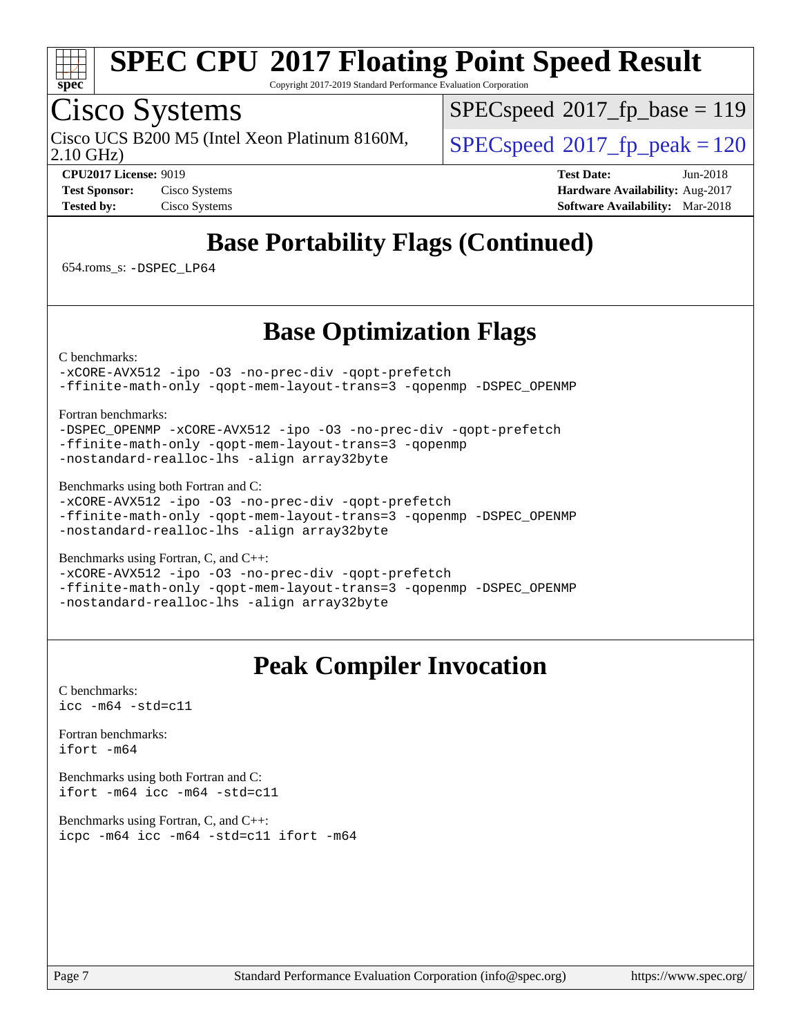## Base Portability Flags (Continued)

654.roms_s: -DSPEC_LP64

## Base Optimization Flags

C benchmarks:

```
-xCORE-AVX512 -ipo -O3 -no-prec-div -qopt-prefetch
-ffinite-math-only -qopt-mem-layout-trans=3 -qopenmp -DSPEC_OPENMP
```

Fortran benchmarks:

```
-DSPEC_OPENMP -xCORE-AVX512 -ipo -O3 -no-prec-div -qopt-prefetch
-ffinite-math-only -qopt-mem-layout-trans=3 -qopenmp
-nostandard-realloc-lhs -align array32byte
```

Benchmarks using both Fortran and C:

```
-xCORE-AVX512 -ipo -O3 -no-prec-div -qopt-prefetch
-ffinite-math-only -qopt-mem-layout-trans=3 -qopenmp -DSPEC_OPENMP
-nostandard-realloc-lhs -align array32byte
```

Benchmarks using Fortran, C, and C++:

```
-xCORE-AVX512 -ipo -O3 -no-prec-div -qopt-prefetch
-ffinite-math-only -qopt-mem-layout-trans=3 -qopenmp -DSPEC_OPENMP
-nostandard-realloc-lhs -align array32byte
```

## Peak Compiler Invocation

C benchmarks:

```
icc -m64 -std=c11
```

Fortran benchmarks:

```
ifort -m64
```

Benchmarks using both Fortran and C:

```
ifort -m64 icc -m64 -std=c11
```

Benchmarks using Fortran, C, and C++:

```
icpc -m64 icc -m64 -std=c11 ifort -m64
```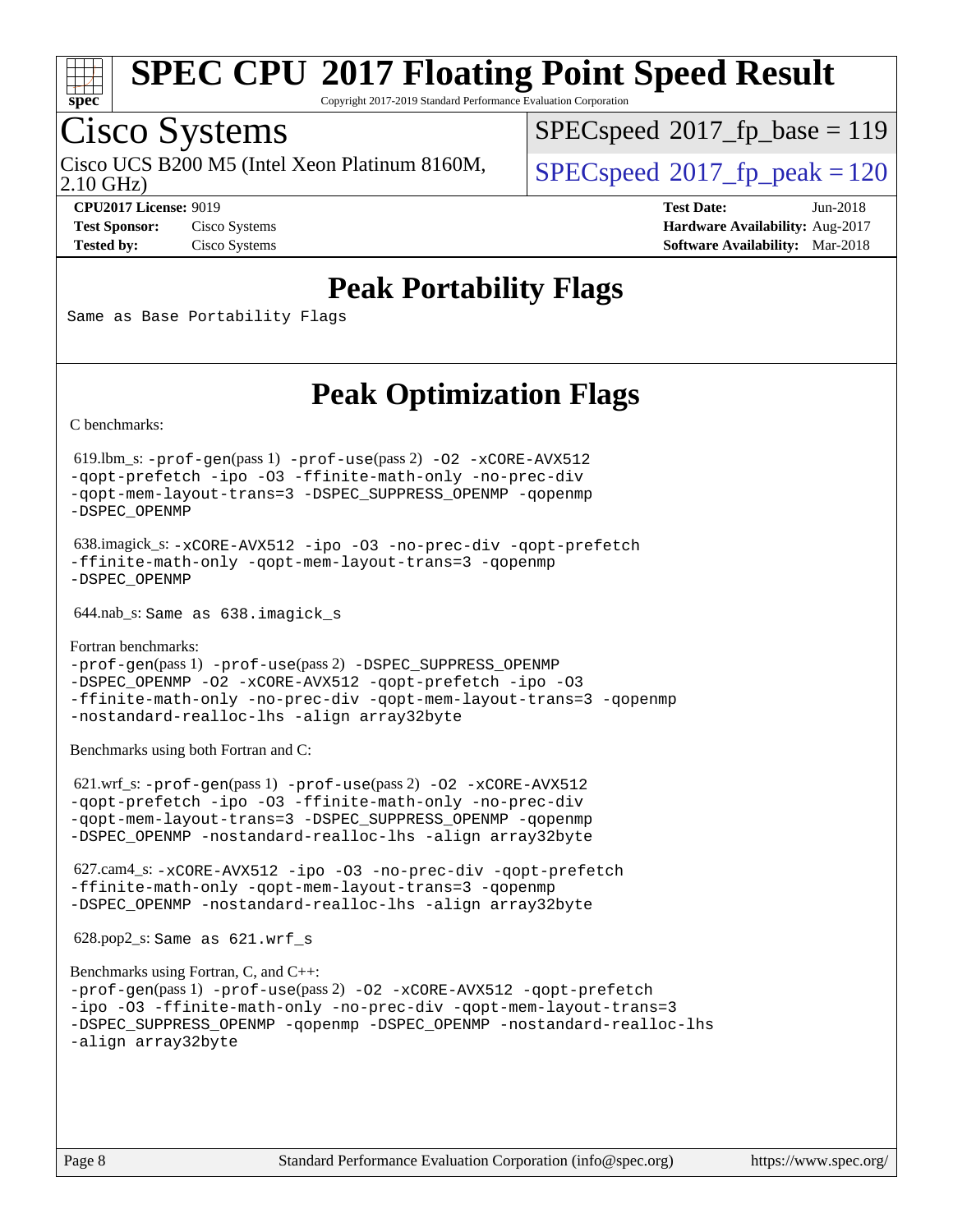# SPEC CPU 2017 Floating Point Speed Result

Copyright 2017-2019 Standard Performance Evaluation Corporation

## Cisco Systems

Cisco UCS B200 M5 (Intel Xeon Platinum 8160M, 2.10 GHz)

SPECspeed 2017_fp_base = 119

SPECspeed 2017_fp_peak = 120

**CPU2017 License:** 9019
**Test Sponsor:** Cisco Systems
**Tested by:** Cisco Systems

**Test Date:** Jun-2018
**Hardware Availability:** Aug-2017
**Software Availability:** Mar-2018

## Peak Portability Flags

Same as Base Portability Flags

## Peak Optimization Flags

C benchmarks:

619.lbm_s: -prof-gen(pass 1) -prof-use(pass 2) -O2 -xCORE-AVX512 -qopt-prefetch -ipo -O3 -ffinite-math-only -no-prec-div -qopt-mem-layout-trans=3 -DSPEC_SUPPRESS_OPENMP -qopenmp -DSPEC_OPENMP

638.imagick_s: -xCORE-AVX512 -ipo -O3 -no-prec-div -qopt-prefetch -ffinite-math-only -qopt-mem-layout-trans=3 -qopenmp -DSPEC_OPENMP

644.nab_s: Same as 638.imagick_s

Fortran benchmarks:

-prof-gen(pass 1) -prof-use(pass 2) -DSPEC_SUPPRESS_OPENMP -DSPEC_OPENMP -O2 -xCORE-AVX512 -qopt-prefetch -ipo -O3 -ffinite-math-only -no-prec-div -qopt-mem-layout-trans=3 -qopenmp -nostandard-realloc-lhs -align array32byte

Benchmarks using both Fortran and C:

621.wrf_s: -prof-gen(pass 1) -prof-use(pass 2) -O2 -xCORE-AVX512 -qopt-prefetch -ipo -O3 -ffinite-math-only -no-prec-div -qopt-mem-layout-trans=3 -DSPEC_SUPPRESS_OPENMP -qopenmp -DSPEC_OPENMP -nostandard-realloc-lhs -align array32byte

627.cam4_s: -xCORE-AVX512 -ipo -O3 -no-prec-div -qopt-prefetch -ffinite-math-only -qopt-mem-layout-trans=3 -qopenmp -DSPEC_OPENMP -nostandard-realloc-lhs -align array32byte

628.pop2_s: Same as 621.wrf_s

Benchmarks using Fortran, C, and C++:

-prof-gen(pass 1) -prof-use(pass 2) -O2 -xCORE-AVX512 -qopt-prefetch -ipo -O3 -ffinite-math-only -no-prec-div -qopt-mem-layout-trans=3 -DSPEC_SUPPRESS_OPENMP -qopenmp -DSPEC_OPENMP -nostandard-realloc-lhs -align array32byte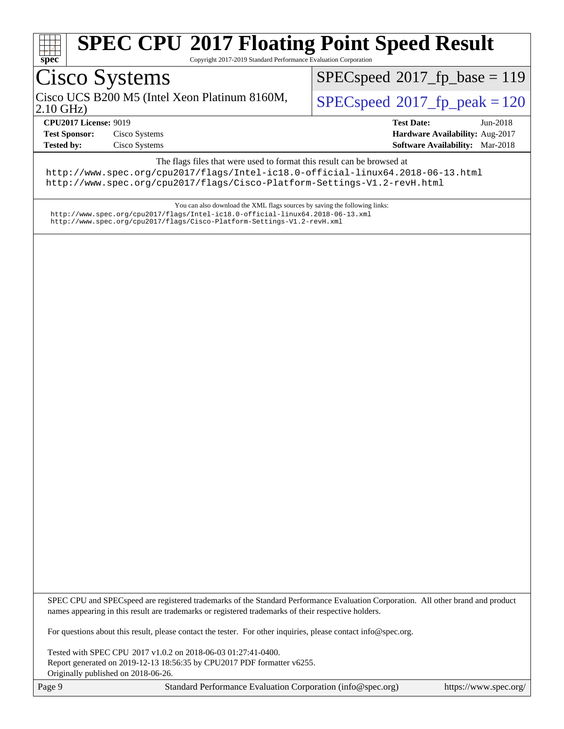# SPEC CPU 2017 Floating Point Speed Result

Copyright 2017-2019 Standard Performance Evaluation Corporation

## Cisco Systems

Cisco UCS B200 M5 (Intel Xeon Platinum 8160M, 2.10 GHz)

SPECspeed 2017_fp_base = 119

SPECspeed 2017_fp_peak = 120

**CPU2017 License:** 9019
**Test Sponsor:** Cisco Systems
**Tested by:** Cisco Systems

**Test Date:** Jun-2018
**Hardware Availability:** Aug-2017
**Software Availability:** Mar-2018

The flags files that were used to format this result can be browsed at

```
http://www.spec.org/cpu2017/flags/Intel-ic18.0-official-linux64.2018-06-13.html
http://www.spec.org/cpu2017/flags/Cisco-Platform-Settings-V1.2-revH.html
```

You can also download the XML flags sources by saving the following links:

```
http://www.spec.org/cpu2017/flags/Intel-ic18.0-official-linux64.2018-06-13.xml
http://www.spec.org/cpu2017/flags/Cisco-Platform-Settings-V1.2-revH.xml
```

SPEC CPU and SPECspeed are registered trademarks of the Standard Performance Evaluation Corporation. All other brand and product names appearing in this result are trademarks or registered trademarks of their respective holders.

For questions about this result, please contact the tester. For other inquiries, please contact info@spec.org.

Tested with SPEC CPU 2017 v1.0.2 on 2018-06-03 01:27:41-0400.
Report generated on 2019-12-13 18:56:35 by CPU2017 PDF formatter v6255.
Originally published on 2018-06-26.